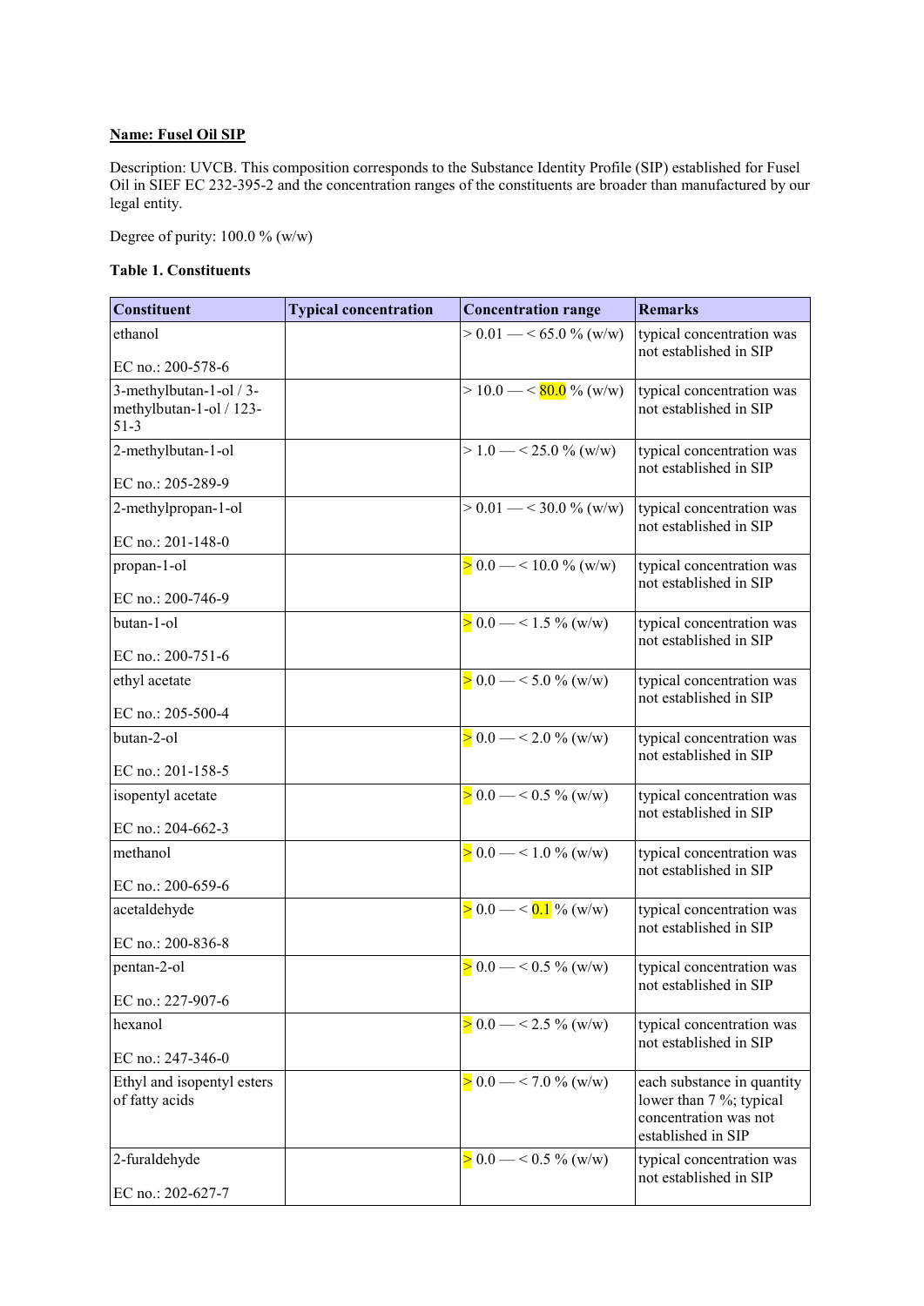**Name: Fuel Oil SIP**

Description: UVCB. This composition corresponds to the Substance Identity Profile (SIP) established for Fusel Oil in SIEF EC 232-395-2 and the concentration ranges of the constituents are broader than manufactured by our legal entity.

Degree of purity: 100.0 % (w/w)

**Table 1. Constituents**

| Constituent | Typical concentration | Concentration range | Remarks |
|---|---|---|---|
| ethanol<br><br>EC no.: 200-578-6 | | > 0.01 — < 65.0 % (w/w) | typical concentration was not established in SIP |
| 3-methylbutan-1-ol / 3-methylbutan-1-ol / 123-51-3 | | > 10.0 — < 80.0 % (w/w) | typical concentration was not established in SIP |
| 2-methylbutan-1-ol<br><br>EC no.: 205-289-9 | | > 1.0 — < 25.0 % (w/w) | typical concentration was not established in SIP |
| 2-methylpropan-1-ol<br><br>EC no.: 201-148-0 | | > 0.01 — < 30.0 % (w/w) | typical concentration was not established in SIP |
| propan-1-ol<br><br>EC no.: 200-746-9 | | > 0.0 — < 10.0 % (w/w) | typical concentration was not established in SIP |
| butan-1-ol<br><br>EC no.: 200-751-6 | | > 0.0 — < 1.5 % (w/w) | typical concentration was not established in SIP |
| ethyl acetate<br><br>EC no.: 205-500-4 | | > 0.0 — < 5.0 % (w/w) | typical concentration was not established in SIP |
| butan-2-ol<br><br>EC no.: 201-158-5 | | > 0.0 — < 2.0 % (w/w) | typical concentration was not established in SIP |
| isopentyl acetate<br><br>EC no.: 204-662-3 | | > 0.0 — < 0.5 % (w/w) | typical concentration was not established in SIP |
| methanol<br><br>EC no.: 200-659-6 | | > 0.0 — < 1.0 % (w/w) | typical concentration was not established in SIP |
| acetaldehyde<br><br>EC no.: 200-836-8 | | > 0.0 — < 0.1 % (w/w) | typical concentration was not established in SIP |
| pentan-2-ol<br><br>EC no.: 227-907-6 | | > 0.0 — < 0.5 % (w/w) | typical concentration was not established in SIP |
| hexanol<br><br>EC no.: 247-346-0 | | > 0.0 — < 2.5 % (w/w) | typical concentration was not established in SIP |
| Ethyl and isopentyl esters of fatty acids | | > 0.0 — < 7.0 % (w/w) | each substance in quantity lower than 7 %; typical concentration was not established in SIP |
| 2-furaldehyde<br><br>EC no.: 202-627-7 | | > 0.0 — < 0.5 % (w/w) | typical concentration was not established in SIP |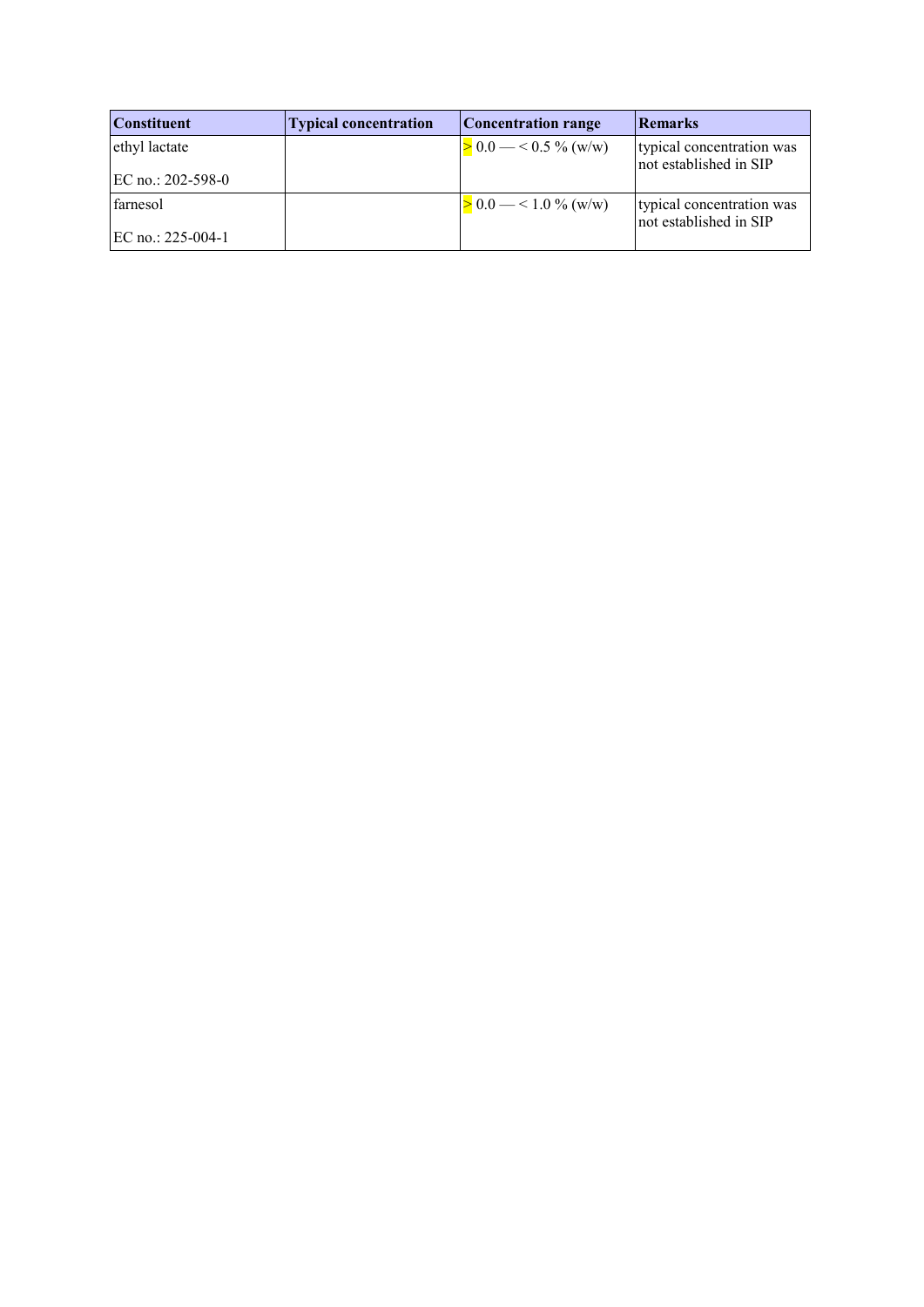| Constituent | Typical concentration | Concentration range | Remarks |
|---|---|---|---|
| ethyl lactate<br><br>EC no.: 202-598-0 | | > 0.0 — < 0.5 % (w/w) | typical concentration was not established in SIP |
| farnesol<br><br>EC no.: 225-004-1 | | > 0.0 — < 1.0 % (w/w) | typical concentration was not established in SIP |